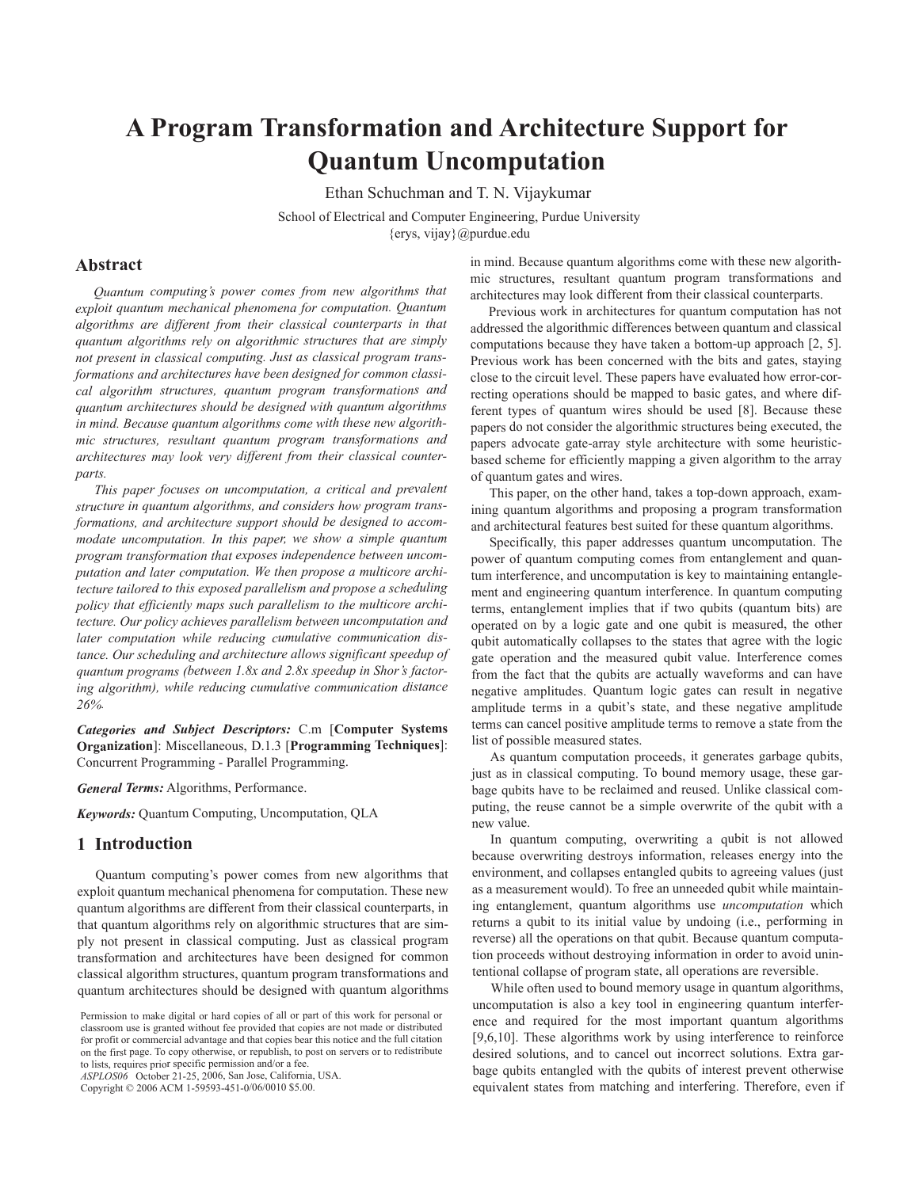// Schuchman & Vijaykumar page 1 — transcription
# A Program Transformation and Architecture Support for Quantum Uncomputation

Ethan Schuchman and T. N. Vijaykumar

School of Electrical and Computer Engineering, Purdue University

{erys, vijay}@purdue.edu

## Abstract

*Quantum computing's power comes from new algorithms that exploit quantum mechanical phenomena for computation. Quantum algorithms are different from their classical counterparts in that quantum algorithms rely on algorithmic structures that are simply not present in classical computing. Just as classical program transformations and architectures have been designed for common classical algorithm structures, quantum program transformations and quantum architectures should be designed with quantum algorithms in mind. Because quantum algorithms come with these new algorithmic structures, resultant quantum program transformations and architectures may look very different from their classical counterparts.*

*This paper focuses on uncomputation, a critical and prevalent structure in quantum algorithms, and considers how program transformations, and architecture support should be designed to accommodate uncomputation. In this paper, we show a simple quantum program transformation that exposes independence between uncomputation and later computation. We then propose a multicore architecture tailored to this exposed parallelism and propose a scheduling policy that efficiently maps such parallelism to the multicore architecture. Our policy achieves parallelism between uncomputation and later computation while reducing cumulative communication distance. Our scheduling and architecture allows significant speedup of quantum programs (between 1.8x and 2.8x speedup in Shor's factoring algorithm), while reducing cumulative communication distance 26%.*

***Categories and Subject Descriptors:*** C.m [**Computer Systems Organization**]: Miscellaneous, D.1.3 [**Programming Techniques**]: Concurrent Programming - Parallel Programming.

***General Terms:*** Algorithms, Performance.

***Keywords:*** Quantum Computing, Uncomputation, QLA

## 1 Introduction

Quantum computing's power comes from new algorithms that exploit quantum mechanical phenomena for computation. These new quantum algorithms are different from their classical counterparts, in that quantum algorithms rely on algorithmic structures that are simply not present in classical computing. Just as classical program transformation and architectures have been designed for common classical algorithm structures, quantum program transformations and quantum architectures should be designed with quantum algorithms in mind. Because quantum algorithms come with these new algorithmic structures, resultant quantum program transformations and architectures may look different from their classical counterparts.

Previous work in architectures for quantum computation has not addressed the algorithmic differences between quantum and classical computations because they have taken a bottom-up approach [2, 5]. Previous work has been concerned with the bits and gates, staying close to the circuit level. These papers have evaluated how error-correcting operations should be mapped to basic gates, and where different types of quantum wires should be used [8]. Because these papers do not consider the algorithmic structures being executed, the papers advocate gate-array style architecture with some heuristic-based scheme for efficiently mapping a given algorithm to the array of quantum gates and wires.

This paper, on the other hand, takes a top-down approach, examining quantum algorithms and proposing a program transformation and architectural features best suited for these quantum algorithms.

Specifically, this paper addresses quantum uncomputation. The power of quantum computing comes from entanglement and quantum interference, and uncomputation is key to maintaining entanglement and engineering quantum interference. In quantum computing terms, entanglement implies that if two qubits (quantum bits) are operated on by a logic gate and one qubit is measured, the other qubit automatically collapses to the states that agree with the logic gate operation and the measured qubit value. Interference comes from the fact that the qubits are actually waveforms and can have negative amplitudes. Quantum logic gates can result in negative amplitude terms in a qubit's state, and these negative amplitude terms can cancel positive amplitude terms to remove a state from the list of possible measured states.

As quantum computation proceeds, it generates garbage qubits, just as in classical computing. To bound memory usage, these garbage qubits have to be reclaimed and reused. Unlike classical computing, the reuse cannot be a simple overwrite of the qubit with a new value.

In quantum computing, overwriting a qubit is not allowed because overwriting destroys information, releases energy into the environment, and collapses entangled qubits to agreeing values (just as a measurement would). To free an unneeded qubit while maintaining entanglement, quantum algorithms use *uncomputation* which returns a qubit to its initial value by undoing (i.e., performing in reverse) all the operations on that qubit. Because quantum computation proceeds without destroying information in order to avoid unintentional collapse of program state, all operations are reversible.

While often used to bound memory usage in quantum algorithms, uncomputation is also a key tool in engineering quantum interference and required for the most important quantum algorithms [9,6,10]. These algorithms work by using interference to reinforce desired solutions, and to cancel out incorrect solutions. Extra garbage qubits entangled with the qubits of interest prevent otherwise equivalent states from matching and interfering. Therefore, even if

Permission to make digital or hard copies of all or part of this work for personal or classroom use is granted without fee provided that copies are not made or distributed for profit or commercial advantage and that copies bear this notice and the full citation on the first page. To copy otherwise, or republish, to post on servers or to redistribute to lists, requires prior specific permission and/or a fee.

*ASPLOS06* October 21-25, 2006, San Jose, California, USA.

Copyright © 2006 ACM 1-59593-451-0/06/0010 $5.00.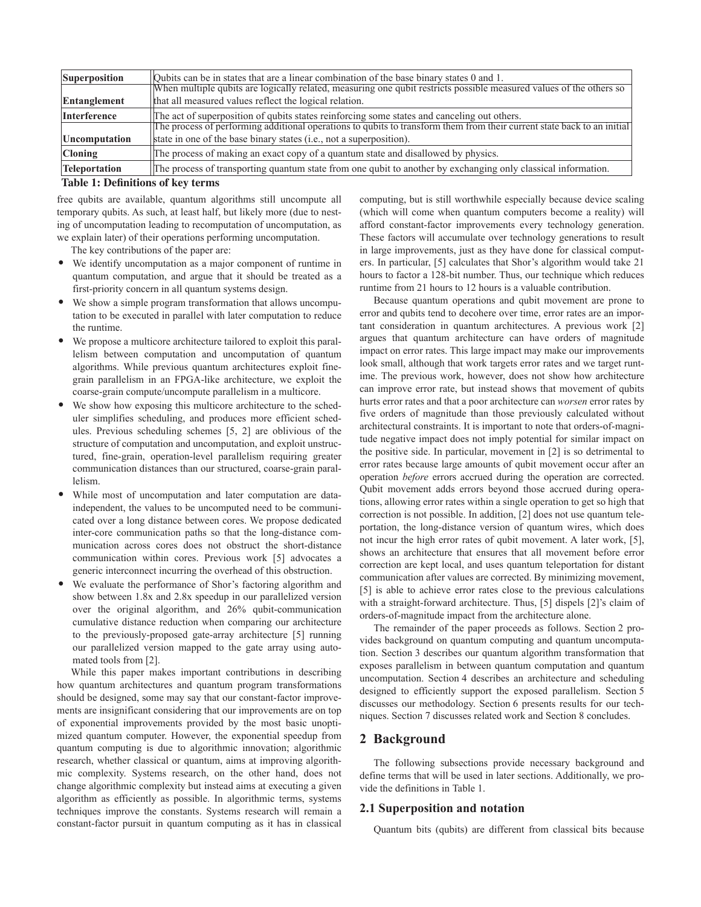| Superposition | Qubits can be in states that are a linear combination of the base binary states 0 and 1. |
|---|---|
| Entanglement | When multiple qubits are logically related, measuring one qubit restricts possible measured values of the others so that all measured values reflect the logical relation. |
| Interference | The act of superposition of qubits states reinforcing some states and canceling out others. |
| Uncomputation | The process of performing additional operations to qubits to transform them from their current state back to an initial state in one of the base binary states (i.e., not a superposition). |
| Cloning | The process of making an exact copy of a quantum state and disallowed by physics. |
| Teleportation | The process of transporting quantum state from one qubit to another by exchanging only classical information. |

**Table 1: Definitions of key terms**

free qubits are available, quantum algorithms still uncompute all temporary qubits. As such, at least half, but likely more (due to nesting of uncomputation leading to recomputation of uncomputation, as we explain later) of their operations performing uncomputation.

The key contributions of the paper are:

- We identify uncomputation as a major component of runtime in quantum computation, and argue that it should be treated as a first-priority concern in all quantum systems design.
- We show a simple program transformation that allows uncomputation to be executed in parallel with later computation to reduce the runtime.
- We propose a multicore architecture tailored to exploit this parallelism between computation and uncomputation of quantum algorithms. While previous quantum architectures exploit fine-grain parallelism in an FPGA-like architecture, we exploit the coarse-grain compute/uncompute parallelism in a multicore.
- We show how exposing this multicore architecture to the scheduler simplifies scheduling, and produces more efficient schedules. Previous scheduling schemes [5, 2] are oblivious of the structure of computation and uncomputation, and exploit unstructured, fine-grain, operation-level parallelism requiring greater communication distances than our structured, coarse-grain parallelism.
- While most of uncomputation and later computation are data-independent, the values to be uncomputed need to be communicated over a long distance between cores. We propose dedicated inter-core communication paths so that the long-distance communication across cores does not obstruct the short-distance communication within cores. Previous work [5] advocates a generic interconnect incurring the overhead of this obstruction.
- We evaluate the performance of Shor's factoring algorithm and show between 1.8x and 2.8x speedup in our parallelized version over the original algorithm, and 26% qubit-communication cumulative distance reduction when comparing our architecture to the previously-proposed gate-array architecture [5] running our parallelized version mapped to the gate array using automated tools from [2].

While this paper makes important contributions in describing how quantum architectures and quantum program transformations should be designed, some may say that our constant-factor improvements are insignificant considering that our improvements are on top of exponential improvements provided by the most basic unoptimized quantum computer. However, the exponential speedup from quantum computing is due to algorithmic innovation; algorithmic research, whether classical or quantum, aims at improving algorithmic complexity. Systems research, on the other hand, does not change algorithmic complexity but instead aims at executing a given algorithm as efficiently as possible. In algorithmic terms, systems techniques improve the constants. Systems research will remain a constant-factor pursuit in quantum computing as it has in classical computing, but is still worthwhile especially because device scaling (which will come when quantum computers become a reality) will afford constant-factor improvements every technology generation. These factors will accumulate over technology generations to result in large improvements, just as they have done for classical computers. In particular, [5] calculates that Shor's algorithm would take 21 hours to factor a 128-bit number. Thus, our technique which reduces runtime from 21 hours to 12 hours is a valuable contribution.

Because quantum operations and qubit movement are prone to error and qubits tend to decohere over time, error rates are an important consideration in quantum architectures. A previous work [2] argues that quantum architecture can have orders of magnitude impact on error rates. This large impact may make our improvements look small, although that work targets error rates and we target runtime. The previous work, however, does not show how architecture can improve error rate, but instead shows that movement of qubits hurts error rates and that a poor architecture can *worsen* error rates by five orders of magnitude than those previously calculated without architectural constraints. It is important to note that orders-of-magnitude negative impact does not imply potential for similar impact on the positive side. In particular, movement in [2] is so detrimental to error rates because large amounts of qubit movement occur after an operation *before* errors accrued during the operation are corrected. Qubit movement adds errors beyond those accrued during operations, allowing error rates within a single operation to get so high that correction is not possible. In addition, [2] does not use quantum teleportation, the long-distance version of quantum wires, which does not incur the high error rates of qubit movement. A later work, [5], shows an architecture that ensures that all movement before error correction are kept local, and uses quantum teleportation for distant communication after values are corrected. By minimizing movement, [5] is able to achieve error rates close to the previous calculations with a straight-forward architecture. Thus, [5] dispels [2]'s claim of orders-of-magnitude impact from the architecture alone.

The remainder of the paper proceeds as follows. Section 2 provides background on quantum computing and quantum uncomputation. Section 3 describes our quantum algorithm transformation that exposes parallelism in between quantum computation and quantum uncomputation. Section 4 describes an architecture and scheduling designed to efficiently support the exposed parallelism. Section 5 discusses our methodology. Section 6 presents results for our techniques. Section 7 discusses related work and Section 8 concludes.

## 2 Background

The following subsections provide necessary background and define terms that will be used in later sections. Additionally, we provide the definitions in Table 1.

### 2.1 Superposition and notation

Quantum bits (qubits) are different from classical bits because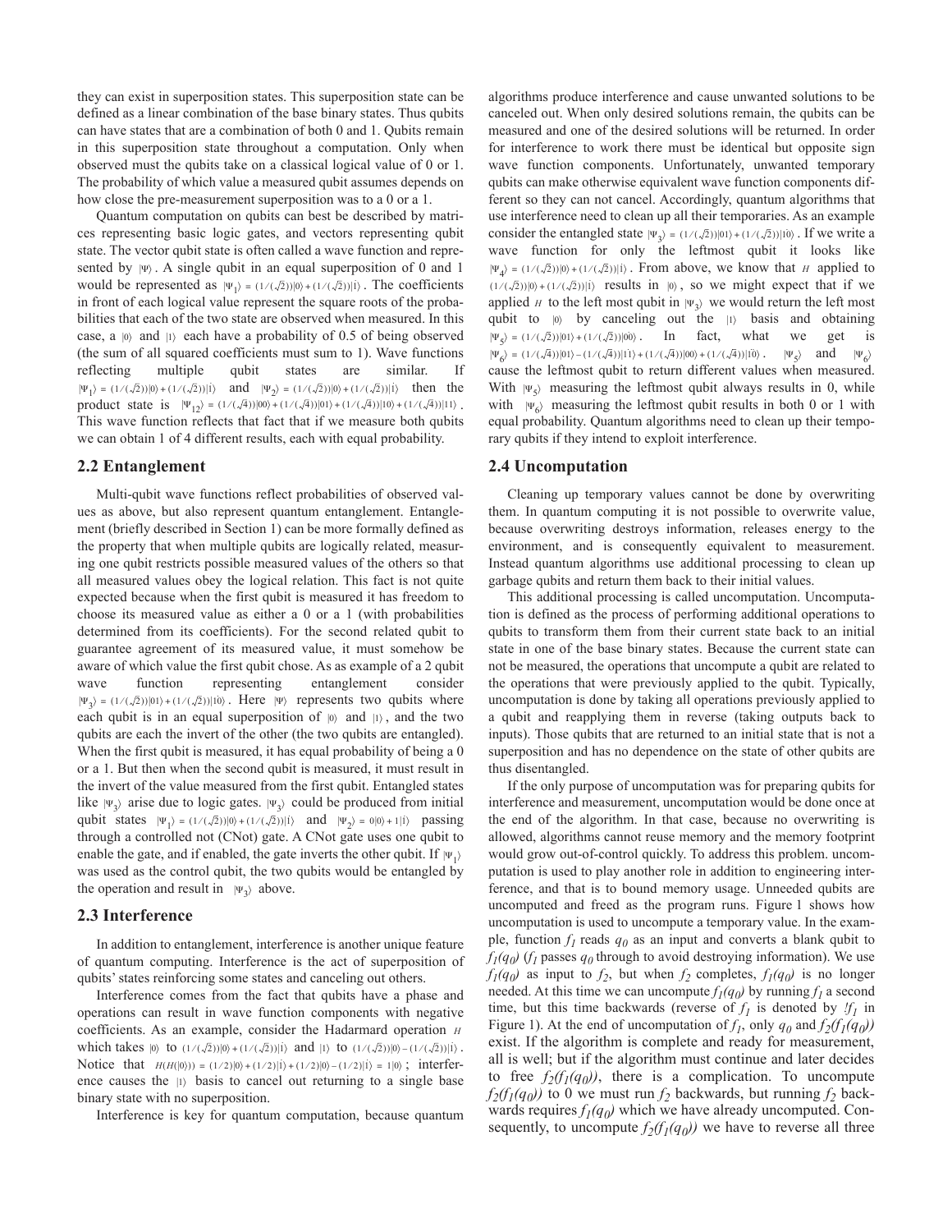they can exist in superposition states. This superposition state can be defined as a linear combination of the base binary states. Thus qubits can have states that are a combination of both 0 and 1. Qubits remain in this superposition state throughout a computation. Only when observed must the qubits take on a classical logical value of 0 or 1. The probability of which value a measured qubit assumes depends on how close the pre-measurement superposition was to a 0 or a 1.

Quantum computation on qubits can best be described by matrices representing basic logic gates, and vectors representing qubit state. The vector qubit state is often called a wave function and represented by $|\Psi\rangle$. A single qubit in an equal superposition of 0 and 1 would be represented as $|\Psi_1\rangle = (1/(\sqrt{2}))|0\rangle + (1/(\sqrt{2}))|1\rangle$. The coefficients in front of each logical value represent the square roots of the probabilities that each of the two state are observed when measured. In this case, a $|0\rangle$ and $|1\rangle$ each have a probability of 0.5 of being observed (the sum of all squared coefficients must sum to 1). Wave functions reflecting multiple qubit states are similar. If $|\Psi_1\rangle = (1/(\sqrt{2}))|0\rangle + (1/(\sqrt{2}))|1\rangle$ and $|\Psi_2\rangle = (1/(\sqrt{2}))|0\rangle + (1/(\sqrt{2}))|1\rangle$ then the product state is $|\Psi_{12}\rangle = (1/(\sqrt{4}))|00\rangle + (1/(\sqrt{4}))|01\rangle + (1/(\sqrt{4}))|10\rangle + (1/(\sqrt{4}))|11\rangle$. This wave function reflects that fact that if we measure both qubits we can obtain 1 of 4 different results, each with equal probability.

## 2.2 Entanglement

Multi-qubit wave functions reflect probabilities of observed values as above, but also represent quantum entanglement. Entanglement (briefly described in Section 1) can be more formally defined as the property that when multiple qubits are logically related, measuring one qubit restricts possible measured values of the others so that all measured values obey the logical relation. This fact is not quite expected because when the first qubit is measured it has freedom to choose its measured value as either a 0 or a 1 (with probabilities determined from its coefficients). For the second related qubit to guarantee agreement of its measured value, it must somehow be aware of which value the first qubit chose. As as example of a 2 qubit wave function representing entanglement consider $|\Psi_3\rangle = (1/(\sqrt{2}))|01\rangle + (1/(\sqrt{2}))|10\rangle$. Here $|\Psi\rangle$ represents two qubits where each qubit is in an equal superposition of $|0\rangle$ and $|1\rangle$, and the two qubits are each the invert of the other (the two qubits are entangled). When the first qubit is measured, it has equal probability of being a 0 or a 1. But then when the second qubit is measured, it must result in the invert of the value measured from the first qubit. Entangled states like $|\Psi_3\rangle$ arise due to logic gates. $|\Psi_3\rangle$ could be produced from initial qubit states $|\Psi_1\rangle = (1/(\sqrt{2}))|0\rangle + (1/(\sqrt{2}))|1\rangle$ and $|\Psi_2\rangle = 0|0\rangle + 1|1\rangle$ passing through a controlled not (CNot) gate. A CNot gate uses one qubit to enable the gate, and if enabled, the gate inverts the other qubit. If $|\Psi_1\rangle$ was used as the control qubit, the two qubits would be entangled by the operation and result in $|\Psi_3\rangle$ above.

## 2.3 Interference

In addition to entanglement, interference is another unique feature of quantum computing. Interference is the act of superposition of qubits' states reinforcing some states and canceling out others.

Interference comes from the fact that qubits have a phase and operations can result in wave function components with negative coefficients. As an example, consider the Hadarmard operation $H$ which takes $|0\rangle$ to $(1/(\sqrt{2}))|0\rangle + (1/(\sqrt{2}))|1\rangle$ and $|1\rangle$ to $(1/(\sqrt{2}))|0\rangle - (1/(\sqrt{2}))|1\rangle$. Notice that $H(H(|0\rangle)) = (1/2)|0\rangle + (1/2)|1\rangle + (1/2)|0\rangle - (1/2)|1\rangle = 1|0\rangle$; interference causes the $|1\rangle$ basis to cancel out returning to a single base binary state with no superposition.

Interference is key for quantum computation, because quantum algorithms produce interference and cause unwanted solutions to be canceled out. When only desired solutions remain, the qubits can be measured and one of the desired solutions will be returned. In order for interference to work there must be identical but opposite sign wave function components. Unfortunately, unwanted temporary qubits can make otherwise equivalent wave function components different so they can not cancel. Accordingly, quantum algorithms that use interference need to clean up all their temporaries. As an example consider the entangled state $|\Psi_3\rangle = (1/(\sqrt{2}))|01\rangle + (1/(\sqrt{2}))|10\rangle$. If we write a wave function for only the leftmost qubit it looks like $|\Psi_4\rangle = (1/(\sqrt{2}))|0\rangle + (1/(\sqrt{2}))|1\rangle$. From above, we know that $H$ applied to $(1/(\sqrt{2}))|0\rangle + (1/(\sqrt{2}))|1\rangle$ results in $|0\rangle$, so we might expect that if we applied $H$ to the left most qubit in $|\Psi_3\rangle$ we would return the left most qubit to $|0\rangle$ by canceling out the $|1\rangle$ basis and obtaining $|\Psi_5\rangle = (1/(\sqrt{2}))|01\rangle + (1/(\sqrt{2}))|00\rangle$. In fact, what we get is $|\Psi_6\rangle = (1/(\sqrt{4}))|01\rangle - (1/(\sqrt{4}))|11\rangle + (1/(\sqrt{4}))|00\rangle + (1/(\sqrt{4}))|10\rangle$. $|\Psi_5\rangle$ and $|\Psi_6\rangle$ cause the leftmost qubit to return different values when measured. With $|\Psi_5\rangle$ measuring the leftmost qubit always results in 0, while with $|\Psi_6\rangle$ measuring the leftmost qubit results in both 0 or 1 with equal probability. Quantum algorithms need to clean up their temporary qubits if they intend to exploit interference.

## 2.4 Uncomputation

Cleaning up temporary values cannot be done by overwriting them. In quantum computing it is not possible to overwrite value, because overwriting destroys information, releases energy to the environment, and is consequently equivalent to measurement. Instead quantum algorithms use additional processing to clean up garbage qubits and return them back to their initial values.

This additional processing is called uncomputation. Uncomputation is defined as the process of performing additional operations to qubits to transform them from their current state back to an initial state in one of the base binary states. Because the current state can not be measured, the operations that uncompute a qubit are related to the operations that were previously applied to the qubit. Typically, uncomputation is done by taking all operations previously applied to a qubit and reapplying them in reverse (taking outputs back to inputs). Those qubits that are returned to an initial state that is not a superposition and has no dependence on the state of other qubits are thus disentangled.

If the only purpose of uncomputation was for preparing qubits for interference and measurement, uncomputation would be done once at the end of the algorithm. In that case, because no overwriting is allowed, algorithms cannot reuse memory and the memory footprint would grow out-of-control quickly. To address this problem. uncomputation is used to play another role in addition to engineering interference, and that is to bound memory usage. Unneeded qubits are uncomputed and freed as the program runs. Figure 1 shows how uncomputation is used to uncompute a temporary value. In the example, function $f_1$ reads $q_0$ as an input and converts a blank qubit to $f_1(q_0)$ ($f_1$ passes $q_0$ through to avoid destroying information). We use $f_1(q_0)$ as input to $f_2$, but when $f_2$ completes, $f_1(q_0)$ is no longer needed. At this time we can uncompute $f_1(q_0)$ by running $f_1$ a second time, but this time backwards (reverse of $f_1$ is denoted by $!f_1$ in Figure 1). At the end of uncomputation of $f_1$, only $q_0$ and $f_2(f_1(q_0))$ exist. If the algorithm is complete and ready for measurement, all is well; but if the algorithm must continue and later decides to free $f_2(f_1(q_0))$, there is a complication. To uncompute $f_2(f_1(q_0))$ to 0 we must run $f_2$ backwards, but running $f_2$ backwards requires $f_1(q_0)$ which we have already uncomputed. Consequently, to uncompute $f_2(f_1(q_0))$ we have to reverse all three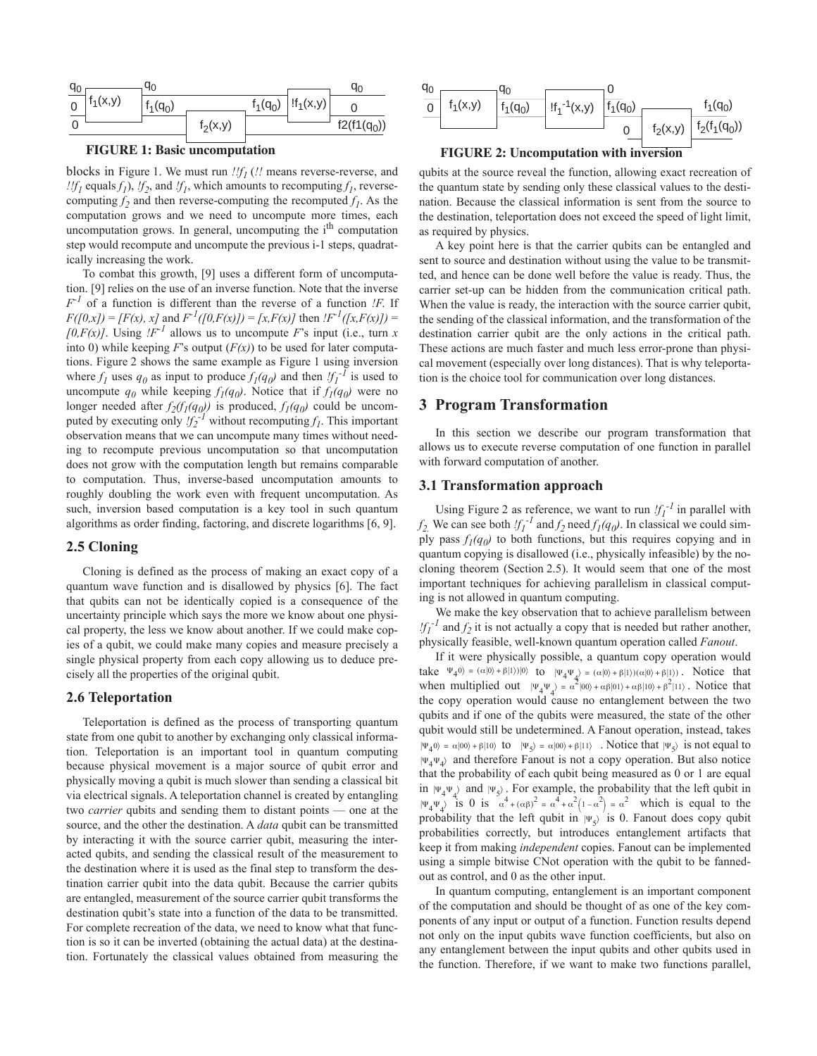**FIGURE 1: Basic uncomputation**

**FIGURE 2: Uncomputation with inversion**

blocks in Figure 1. We must run $!!f_1$ ($!!$ means reverse-reverse, and $!!f_1$ equals $f_1$), $!f_2$, and $!f_1$, which amounts to recomputing $f_1$, reverse-computing $f_2$ and then reverse-computing the recomputed $f_1$. As the computation grows and we need to uncompute more times, each uncomputation grows. In general, uncomputing the i[th] computation step would recompute and uncompute the previous i-1 steps, quadratically increasing the work.

To combat this growth, [9] uses a different form of uncomputation. [9] relies on the use of an inverse function. Note that the inverse $F^{-1}$ of a function is different than the reverse of a function $!F$. If $F([0,x]) = [F(x), x]$ and $F^{-1}([0,F(x)]) = [x,F(x)]$ then $!F^{-1}([x,F(x)]) = [0,F(x)]$. Using $!F^{-1}$ allows us to uncompute $F$'s input (i.e., turn $x$ into 0) while keeping $F$'s output ($F(x)$) to be used for later computations. Figure 2 shows the same example as Figure 1 using inversion where $f_1$ uses $q_0$ as input to produce $f_1(q_0)$ and then $!f_1^{-1}$ is used to uncompute $q_0$ while keeping $f_1(q_0)$. Notice that if $f_1(q_0)$ were no longer needed after $f_2(f_1(q_0))$ is produced, $f_1(q_0)$ could be uncomputed by executing only $!f_2^{-1}$ without recomputing $f_1$. This important observation means that we can uncompute many times without needing to recompute previous uncomputation so that uncomputation does not grow with the computation length but remains comparable to computation. Thus, inverse-based uncomputation amounts to roughly doubling the work even with frequent uncomputation. As such, inversion based computation is a key tool in such quantum algorithms as order finding, factoring, and discrete logarithms [6, 9].

### 2.5 Cloning

Cloning is defined as the process of making an exact copy of a quantum wave function and is disallowed by physics [6]. The fact that qubits can not be identically copied is a consequence of the uncertainty principle which says the more we know about one physical property, the less we know about another. If we could make copies of a qubit, we could make many copies and measure precisely a single physical property from each copy allowing us to deduce precisely all the properties of the original qubit.

### 2.6 Teleportation

Teleportation is defined as the process of transporting quantum state from one qubit to another by exchanging only classical information. Teleportation is an important tool in quantum computing because physical movement is a major source of qubit error and physically moving a qubit is much slower than sending a classical bit via electrical signals. A teleportation channel is created by entangling two *carrier* qubits and sending them to distant points — one at the source, and the other the destination. A *data* qubit can be transmitted by interacting it with the source carrier qubit, measuring the interacted qubits, and sending the classical result of the measurement to the destination where it is used as the final step to transform the destination carrier qubit into the data qubit. Because the carrier qubits are entangled, measurement of the source carrier qubit transforms the destination qubit's state into a function of the data to be transmitted. For complete recreation of the data, we need to know what that function is so it can be inverted (obtaining the actual data) at the destination. Fortunately the classical values obtained from measuring the qubits at the source reveal the function, allowing exact recreation of the quantum state by sending only these classical values to the destination. Because the classical information is sent from the source to the destination, teleportation does not exceed the speed of light limit, as required by physics.

A key point here is that the carrier qubits can be entangled and sent to source and destination without using the value to be transmitted, and hence can be done well before the value is ready. Thus, the carrier set-up can be hidden from the communication critical path. When the value is ready, the interaction with the source carrier qubit, the sending of the classical information, and the transformation of the destination carrier qubit are the only actions in the critical path. These actions are much faster and much less error-prone than physical movement (especially over long distances). That is why teleportation is the choice tool for communication over long distances.

## 3 Program Transformation

In this section we describe our program transformation that allows us to execute reverse computation of one function in parallel with forward computation of another.

### 3.1 Transformation approach

Using Figure 2 as reference, we want to run $!f_1^{-1}$ in parallel with $f_2$. We can see both $!f_1^{-1}$ and $f_2$ need $f_1(q_0)$. In classical we could simply pass $f_1(q_0)$ to both functions, but this requires copying and in quantum copying is disallowed (i.e., physically infeasible) by the no-cloning theorem (Section 2.5). It would seem that one of the most important techniques for achieving parallelism in classical computing is not allowed in quantum computing.

We make the key observation that to achieve parallelism between $!f_1^{-1}$ and $f_2$ it is not actually a copy that is needed but rather another, physically feasible, well-known quantum operation called *Fanout*.

If it were physically possible, a quantum copy operation would take $\Psi_4 0\rangle = (\alpha|0\rangle + \beta|1\rangle)|0\rangle$ to $|\Psi_4\Psi_4\rangle = (\alpha|0\rangle + \beta|1\rangle)(\alpha|0\rangle + \beta|1\rangle)$. Notice that when multiplied out $|\Psi_4\Psi_4\rangle = \alpha^2|00\rangle + \alpha\beta|01\rangle + \alpha\beta|10\rangle + \beta^2|11\rangle$. Notice that the copy operation would cause no entanglement between the two qubits and if one of the qubits were measured, the state of the other qubit would still be undetermined. A Fanout operation, instead, takes $|\Psi_4 0\rangle = \alpha|00\rangle + \beta|10\rangle$ to $|\Psi_5\rangle = \alpha|00\rangle + \beta|11\rangle$. Notice that $|\Psi_5\rangle$ is not equal to $|\Psi_4\Psi_4\rangle$ and therefore Fanout is not a copy operation. But also notice that the probability of each qubit being measured as 0 or 1 are equal in $|\Psi_4\Psi_4\rangle$ and $|\Psi_5\rangle$. For example, the probability that the left qubit in $|\Psi_4\Psi_4\rangle$ is 0 is $\alpha^4 + (\alpha\beta)^2 = \alpha^4 + \alpha^2(1-\alpha^2) = \alpha^2$ which is equal to the probability that the left qubit in $|\Psi_5\rangle$ is 0. Fanout does copy qubit probabilities correctly, but introduces entanglement artifacts that keep it from making *independent* copies. Fanout can be implemented using a simple bitwise CNot operation with the qubit to be fanned-out as control, and 0 as the other input.

In quantum computing, entanglement is an important component of the computation and should be thought of as one of the key components of any input or output of a function. Function results depend not only on the input qubits wave function coefficients, but also on any entanglement between the input qubits and other qubits used in the function. Therefore, if we want to make two functions parallel,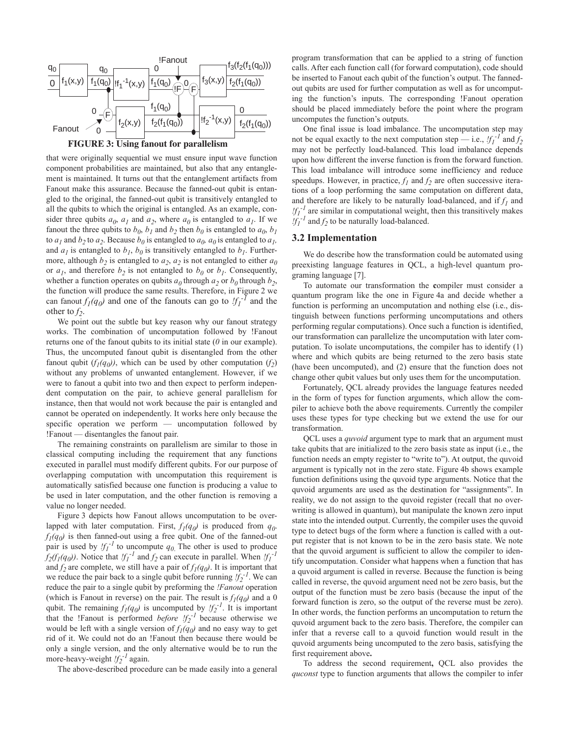q0

0

f1(x,y)

q0

f1(q0)

!f1-1(x,y)

0

f1(q0)

!Fanout

!F

0

F

f3(x,y)

f3(f2(f1(q0)))

f2(f1(q0))

0

F

Fanout

0

f2(x,y)

f1(q0)

f2(f1(q0))

!f2-1(x,y)

0

f2(f1(q0))

**FIGURE 3: Using fanout for parallelism**

that were originally sequential we must ensure input wave function component probabilities are maintained, but also that any entanglement is maintained. It turns out that the entanglement artifacts from Fanout make this assurance. Because the fanned-out qubit is entangled to the original, the fanned-out qubit is transitively entangled to all the qubits to which the original is entangled. As an example, consider three qubits $a_0$, $a_1$ and $a_2$, where $a_0$ is entangled to $a_1$. If we fanout the three qubits to $b_0$, $b_1$ and $b_2$ then $b_0$ is entangled to $a_0$, $b_1$ to $a_1$ and $b_2$ to $a_2$. Because $b_0$ is entangled to $a_0$, $a_0$ is entangled to $a_1$, and $a_1$ is entangled to $b_1$, $b_0$ is transitively entangled to $b_1$. Furthermore, although $b_2$ is entangled to $a_2$, $a_2$ is not entangled to either $a_0$ or $a_1$, and therefore $b_2$ is not entangled to $b_0$ or $b_1$. Consequently, whether a function operates on qubits $a_0$ through $a_2$ or $b_0$ through $b_2$, the function will produce the same results. Therefore, in Figure 2 we can fanout $f_1(q_0)$ and one of the fanouts can go to $!f_1^{-1}$ and the other to $f_2$.

We point out the subtle but key reason why our fanout strategy works. The combination of uncomputation followed by !Fanout returns one of the fanout qubits to its initial state (*0* in our example). Thus, the uncomputed fanout qubit is disentangled from the other fanout qubit ($f_1(q_0)$), which can be used by other computation ($f_2$) without any problems of unwanted entanglement. However, if we were to fanout a qubit into two and then expect to perform independent computation on the pair, to achieve general parallelism for instance, then that would not work because the pair is entangled and cannot be operated on independently. It works here only because the specific operation we perform — uncomputation followed by !Fanout — disentangles the fanout pair.

The remaining constraints on parallelism are similar to those in classical computing including the requirement that any functions executed in parallel must modify different qubits. For our purpose of overlapping computation with uncomputation this requirement is automatically satisfied because one function is producing a value to be used in later computation, and the other function is removing a value no longer needed.

Figure 3 depicts how Fanout allows uncomputation to be overlapped with later computation. First, $f_1(q_0)$ is produced from $q_0$. $f_1(q_0)$ is then fanned-out using a free qubit. One of the fanned-out pair is used by $!f_1^{-1}$ to uncompute $q_0$. The other is used to produce $f_2(f_1(q_0))$. Notice that $!f_1^{-1}$ and $f_2$ can execute in parallel. When $!f_1^{-1}$ and $f_2$ are complete, we still have a pair of $f_1(q_0)$. It is important that we reduce the pair back to a single qubit before running $!f_2^{-1}$. We can reduce the pair to a single qubit by preforming the *!Fanout* operation (which is Fanout in reverse) on the pair. The result is $f_1(q_0)$ and a 0 qubit. The remaining $f_1(q_0)$ is uncomputed by $!f_2^{-1}$. It is important that the !Fanout is performed *before* $!f_2^{-1}$ because otherwise we would be left with a single version of $f_1(q_0)$ and no easy way to get rid of it. We could not do an !Fanout then because there would be only a single version, and the only alternative would be to run the more-heavy-weight $!f_2^{-1}$ again.

The above-described procedure can be made easily into a general program transformation that can be applied to a string of function calls. After each function call (for forward computation), code should be inserted to Fanout each qubit of the function's output. The fanned-out qubits are used for further computation as well as for uncomputing the function's inputs. The corresponding !Fanout operation should be placed immediately before the point where the program uncomputes the function's outputs.

One final issue is load imbalance. The uncomputation step may not be equal exactly to the next computation step — i.e., $!f_1^{-1}$ and $f_2$ may not be perfectly load-balanced. This load imbalance depends upon how different the inverse function is from the forward function. This load imbalance will introduce some inefficiency and reduce speedups. However, in practice, $f_1$ and $f_2$ are often successive iterations of a loop performing the same computation on different data, and therefore are likely to be naturally load-balanced, and if $f_1$ and $!f_1^{-1}$ are similar in computational weight, then this transitively makes $!f_1^{-1}$ and $f_2$ to be naturally load-balanced.

### 3.2 Implementation

We do describe how the transformation could be automated using preexisting language features in QCL, a high-level quantum programing language [7].

To automate our transformation the **c**ompiler must consider a quantum program like the one in Figure 4a and decide whether a function is performing an uncomputation and nothing else (i.e., distinguish between functions performing uncomputations and others performing regular computations). Once such a function is identified, our transformation can parallelize the uncomputation with later computation. To isolate uncomputations, the compiler has to identify (1) where and which qubits are being returned to the zero basis state (have been uncomputed), and (2) ensure that the function does not change other qubit values but only uses them for the uncomputation.

Fortunately, QCL already provides the language features needed in the form of types for function arguments, which allow the compiler to achieve both the above requirements. Currently the compiler uses these types for type checking but we extend the use for our transformation.

QCL uses a *quvoid* argument type to mark that an argument must take qubits that are initialized to the zero basis state as input (i.e., the function needs an empty register to "write to"). At output, the quvoid argument is typically not in the zero state. Figure 4b shows example function definitions using the quvoid type arguments. Notice that the quvoid arguments are used as the destination for "assignments". In reality, we do not assign to the quvoid register (recall that no overwriting is allowed in quantum), but manipulate the known zero input state into the intended output. Currently, the compiler uses the quvoid type to detect bugs of the form where a function is called with a output register that is not known to be in the zero basis state. We note that the quvoid argument is sufficient to allow the compiler to identify uncomputation. Consider what happens when a function that has a quvoid argument is called in reverse. Because the function is being called in reverse, the quvoid argument need not be zero basis, but the output of the function must be zero basis (because the input of the forward function is zero, so the output of the reverse must be zero). In other words, the function performs an uncomputation to return the quvoid argument back to the zero basis. Therefore, the compiler can infer that a reverse call to a quvoid function would result in the quvoid arguments being uncomputed to the zero basis, satisfying the first requirement above**.**

To address the second requirement**,** QCL also provides the *quconst* type to function arguments that allows the compiler to infer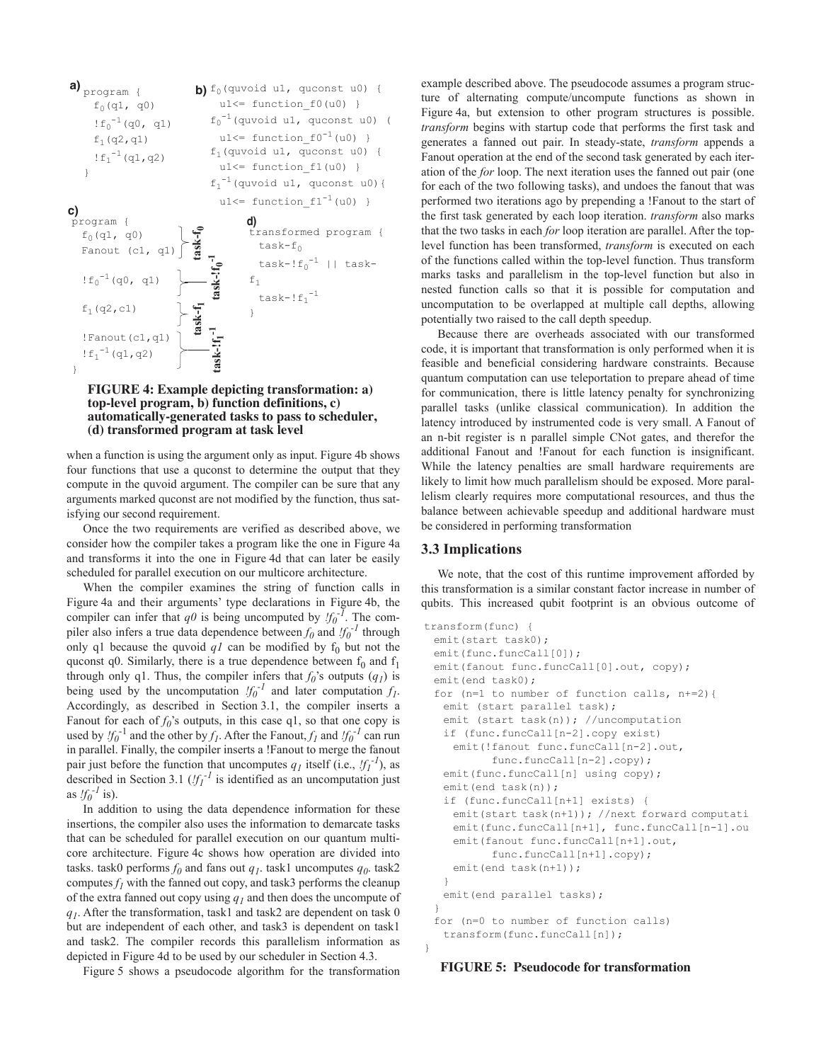**a)**
```
program {
  f0(q1, q0)
  !f0^-1(q0, q1)
  f1(q2,q1)
  !f1^-1(q1,q2)
}
```

**b)**
```
f0(quvoid u1, quconst u0) {
  u1<= function_f0(u0) }
f0^-1(quvoid u1, quconst u0) (
  u1<= function_f0^-1(u0) }
f1(quvoid u1, quconst u0) {
  u1<= function_f1(u0) }
f1^-1(quvoid u1, quconst u0){
  u1<= function_f1^-1(u0) }
```

**c)**
```
program {
  f0(q1, q0)          } task-f0
  Fanout (c1, q1)     }
  !f0^-1(q0, q1)      } task-!f0^-1
  f1(q2,c1)           } task-f1
  !Fanout(c1,q1)      } task-!f1^-1
  !f1^-1(q1,q2)       }
}
```

**d)**
```
transformed program {
  task-f0
  task-!f0^-1 || task-f1
  task-!f1^-1
}
```

**FIGURE 4: Example depicting transformation: a) top-level program, b) function definitions, c) automatically-generated tasks to pass to scheduler, (d) transformed program at task level**

when a function is using the argument only as input. Figure 4b shows four functions that use a quconst to determine the output that they compute in the quvoid argument. The compiler can be sure that any arguments marked quconst are not modified by the function, thus satisfying our second requirement.

Once the two requirements are verified as described above, we consider how the compiler takes a program like the one in Figure 4a and transforms it into the one in Figure 4d that can later be easily scheduled for parallel execution on our multicore architecture.

When the compiler examines the string of function calls in Figure 4a and their arguments' type declarations in Figure 4b, the compiler can infer that $q0$ is being uncomputed by $!f_0^{-1}$. The compiler also infers a true data dependence between $f_0$ and $!f_0^{-1}$ through only q1 because the quvoid $q1$ can be modified by $f_0$ but not the quconst q0. Similarly, there is a true dependence between $f_0$ and $f_1$ through only q1. Thus, the compiler infers that $f_0$'s outputs ($q_1$) is being used by the uncomputation $!f_0^{-1}$ and later computation $f_1$. Accordingly, as described in Section 3.1, the compiler inserts a Fanout for each of $f_0$'s outputs, in this case q1, so that one copy is used by $!f_0^{-1}$ and the other by $f_1$. After the Fanout, $f_1$ and $!f_0^{-1}$ can run in parallel. Finally, the compiler inserts a !Fanout to merge the fanout pair just before the function that uncomputes $q_1$ itself (i.e., $!f_1^{-1}$), as described in Section 3.1 ($!f_1^{-1}$ is identified as an uncomputation just as $!f_0^{-1}$ is).

In addition to using the data dependence information for these insertions, the compiler also uses the information to demarcate tasks that can be scheduled for parallel execution on our quantum multicore architecture. Figure 4c shows how operation are divided into tasks. task0 performs $f_0$ and fans out $q_1$. task1 uncomputes $q_0$. task2 computes $f_1$ with the fanned out copy, and task3 performs the cleanup of the extra fanned out copy using $q_1$ and then does the uncompute of $q_1$. After the transformation, task1 and task2 are dependent on task 0 but are independent of each other, and task3 is dependent on task1 and task2. The compiler records this parallelism information as depicted in Figure 4d to be used by our scheduler in Section 4.3.

Figure 5 shows a pseudocode algorithm for the transformation example described above. The pseudocode assumes a program structure of alternating compute/uncompute functions as shown in Figure 4a, but extension to other program structures is possible. *transform* begins with startup code that performs the first task and generates a fanned out pair. In steady-state, *transform* appends a Fanout operation at the end of the second task generated by each iteration of the *for* loop. The next iteration uses the fanned out pair (one for each of the two following tasks), and undoes the fanout that was performed two iterations ago by prepending a !Fanout to the start of the first task generated by each loop iteration. *transform* also marks that the two tasks in each *for* loop iteration are parallel. After the top-level function has been transformed, *transform* is executed on each of the functions called within the top-level function. Thus transform marks tasks and parallelism in the top-level function but also in nested function calls so that it is possible for computation and uncomputation to be overlapped at multiple call depths, allowing potentially two raised to the call depth speedup.

Because there are overheads associated with our transformed code, it is important that transformation is only performed when it is feasible and beneficial considering hardware constraints. Because quantum computation can use teleportation to prepare ahead of time for communication, there is little latency penalty for synchronizing parallel tasks (unlike classical communication). In addition the latency introduced by instrumented code is very small. A Fanout of an n-bit register is n parallel simple CNot gates, and therefor the additional Fanout and !Fanout for each function is insignificant. While the latency penalties are small hardware requirements are likely to limit how much parallelism should be exposed. More parallelism clearly requires more computational resources, and thus the balance between achievable speedup and additional hardware must be considered in performing transformation

### 3.3 Implications

We note, that the cost of this runtime improvement afforded by this transformation is a similar constant factor increase in number of qubits. This increased qubit footprint is an obvious outcome of

```
transform(func) {
  emit(start task0);
  emit(func.funcCall[0]);
  emit(fanout func.funcCall[0].out, copy);
  emit(end task0);
  for (n=1 to number of function calls, n+=2){
    emit (start parallel task);
    emit (start task(n)); //uncomputation
    if (func.funcCall[n-2].copy exist)
      emit(!fanout func.funcCall[n-2].out,
            func.funcCall[n-2].copy);
    emit(func.funcCall[n] using copy);
    emit(end task(n));
    if (func.funcCall[n+1] exists) {
      emit(start task(n+1)); //next forward computati
      emit(func.funcCall[n+1], func.funcCall[n-1].ou
      emit(fanout func.funcCall[n+1].out,
            func.funcCall[n+1].copy);
      emit(end task(n+1));
    }
    emit(end parallel tasks);
  }
  for (n=0 to number of function calls)
    transform(func.funcCall[n]);
}
```

**FIGURE 5: Pseudocode for transformation**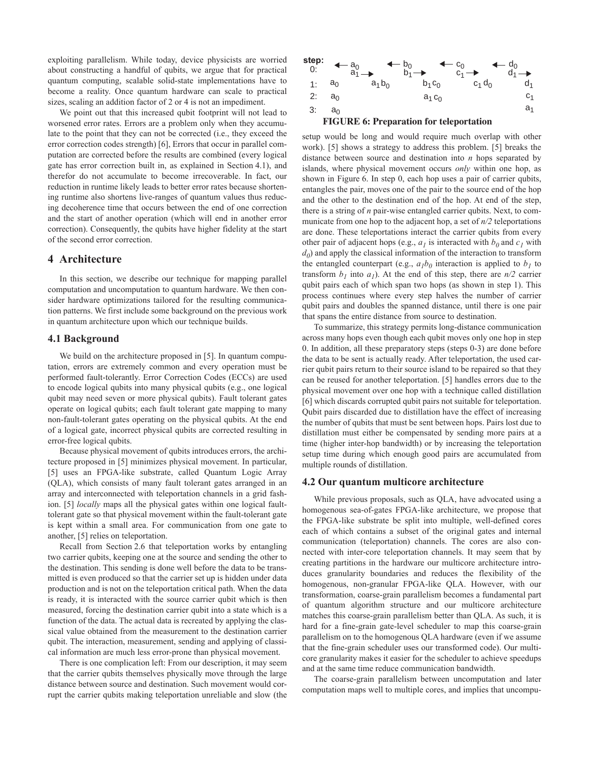exploiting parallelism. While today, device physicists are worried about constructing a handful of qubits, we argue that for practical quantum computing, scalable solid-state implementations have to become a reality. Once quantum hardware can scale to practical sizes, scaling an addition factor of 2 or 4 is not an impediment.

We point out that this increased qubit footprint will not lead to worsened error rates. Errors are a problem only when they accumulate to the point that they can not be corrected (i.e., they exceed the error correction codes strength) [6], Errors that occur in parallel computation are corrected before the results are combined (every logical gate has error correction built in, as explained in Section 4.1), and therefor do not accumulate to become irrecoverable. In fact, our reduction in runtime likely leads to better error rates because shortening runtime also shortens live-ranges of quantum values thus reducing decoherence time that occurs between the end of one correction and the start of another operation (which will end in another error correction). Consequently, the qubits have higher fidelity at the start of the second error correction.

# 4 Architecture

In this section, we describe our technique for mapping parallel computation and uncomputation to quantum hardware. We then consider hardware optimizations tailored for the resulting communication patterns. We first include some background on the previous work in quantum architecture upon which our technique builds.

## 4.1 Background

We build on the architecture proposed in [5]. In quantum computation, errors are extremely common and every operation must be performed fault-tolerantly. Error Correction Codes (ECCs) are used to encode logical qubits into many physical qubits (e.g., one logical qubit may need seven or more physical qubits). Fault tolerant gates operate on logical qubits; each fault tolerant gate mapping to many non-fault-tolerant gates operating on the physical qubits. At the end of a logical gate, incorrect physical qubits are corrected resulting in error-free logical qubits.

Because physical movement of qubits introduces errors, the architecture proposed in [5] minimizes physical movement. In particular, [5] uses an FPGA-like substrate, called Quantum Logic Array (QLA), which consists of many fault tolerant gates arranged in an array and interconnected with teleportation channels in a grid fashion. [5] *locally* maps all the physical gates within one logical fault-tolerant gate so that physical movement within the fault-tolerant gate is kept within a small area. For communication from one gate to another, [5] relies on teleportation.

Recall from Section 2.6 that teleportation works by entangling two carrier qubits, keeping one at the source and sending the other to the destination. This sending is done well before the data to be transmitted is even produced so that the carrier set up is hidden under data production and is not on the teleportation critical path. When the data is ready, it is interacted with the source carrier qubit which is then measured, forcing the destination carrier qubit into a state which is a function of the data. The actual data is recreated by applying the classical value obtained from the measurement to the destination carrier qubit. The interaction, measurement, sending and applying of classical information are much less error-prone than physical movement.

There is one complication left: From our description, it may seem that the carrier qubits themselves physically move through the large distance between source and destination. Such movement would corrupt the carrier qubits making teleportation unreliable and slow (the

step:
0: ← $a_0$ $a_1$ → ← $b_0$ $b_1$ → ← $c_0$ $c_1$ → ← $d_0$ $d_1$ →
1: $a_0$ $a_1 b_0$ $b_1 c_0$ $c_1 d_0$ $d_1$
2: $a_0$ $a_1 c_0$ $c_1$
3: $a_0$ $a_1$

**FIGURE 6: Preparation for teleportation**

setup would be long and would require much overlap with other work). [5] shows a strategy to address this problem. [5] breaks the distance between source and destination into *n* hops separated by islands, where physical movement occurs *only* within one hop, as shown in Figure 6. In step 0, each hop uses a pair of carrier qubits, entangles the pair, moves one of the pair to the source end of the hop and the other to the destination end of the hop. At end of the step, there is a string of *n* pair-wise entangled carrier qubits. Next, to communicate from one hop to the adjacent hop, a set of *n/2* teleportations are done. These teleportations interact the carrier qubits from every other pair of adjacent hops (e.g., $a_1$ is interacted with $b_0$ and $c_1$ with $d_0$) and apply the classical information of the interaction to transform the entangled counterpart (e.g., $a_1b_0$ interaction is applied to $b_1$ to transform $b_1$ into $a_1$). At the end of this step, there are *n/2* carrier qubit pairs each of which span two hops (as shown in step 1). This process continues where every step halves the number of carrier qubit pairs and doubles the spanned distance, until there is one pair that spans the entire distance from source to destination.

To summarize, this strategy permits long-distance communication across many hops even though each qubit moves only one hop in step 0. In addition, all these preparatory steps (steps 0-3) are done before the data to be sent is actually ready. After teleportation, the used carrier qubit pairs return to their source island to be repaired so that they can be reused for another teleportation. [5] handles errors due to the physical movement over one hop with a technique called distillation [6] which discards corrupted qubit pairs not suitable for teleportation. Qubit pairs discarded due to distillation have the effect of increasing the number of qubits that must be sent between hops. Pairs lost due to distillation must either be compensated by sending more pairs at a time (higher inter-hop bandwidth) or by increasing the teleportation setup time during which enough good pairs are accumulated from multiple rounds of distillation.

## 4.2 Our quantum multicore architecture

While previous proposals, such as QLA, have advocated using a homogenous sea-of-gates FPGA-like architecture, we propose that the FPGA-like substrate be split into multiple, well-defined cores each of which contains a subset of the original gates and internal communication (teleportation) channels. The cores are also connected with inter-core teleportation channels. It may seem that by creating partitions in the hardware our multicore architecture introduces granularity boundaries and reduces the flexibility of the homogenous, non-granular FPGA-like QLA. However, with our transformation, coarse-grain parallelism becomes a fundamental part of quantum algorithm structure and our multicore architecture matches this coarse-grain parallelism better than QLA. As such, it is hard for a fine-grain gate-level scheduler to map this coarse-grain parallelism on to the homogenous QLA hardware (even if we assume that the fine-grain scheduler uses our transformed code). Our multicore granularity makes it easier for the scheduler to achieve speedups and at the same time reduce communication bandwidth.

The coarse-grain parallelism between uncomputation and later computation maps well to multiple cores, and implies that uncompu-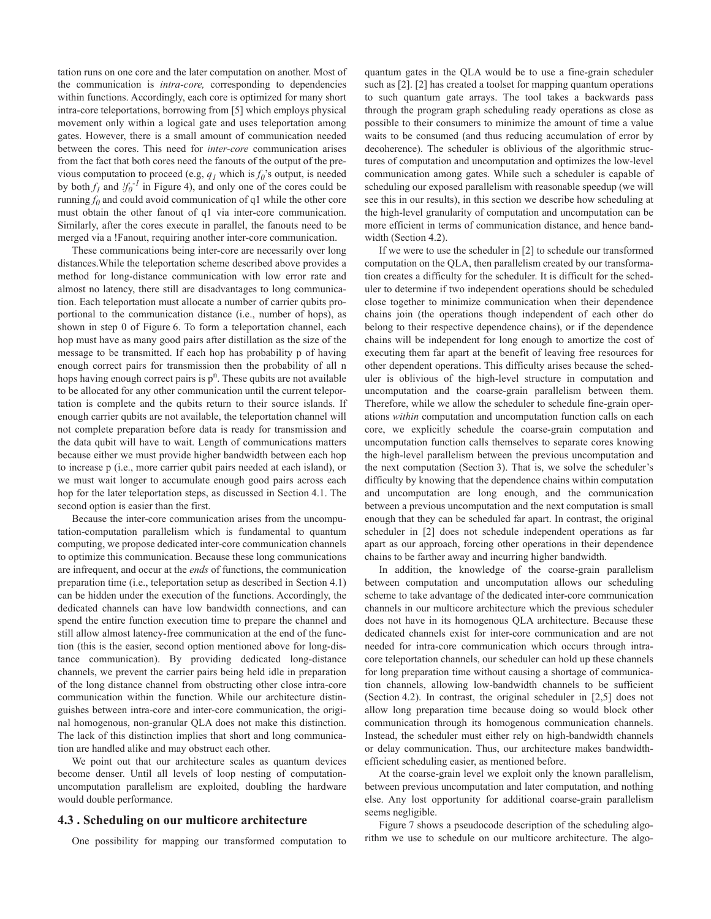tation runs on one core and the later computation on another. Most of the communication is *intra-core,* corresponding to dependencies within functions. Accordingly, each core is optimized for many short intra-core teleportations, borrowing from [5] which employs physical movement only within a logical gate and uses teleportation among gates. However, there is a small amount of communication needed between the cores. This need for *inter-core* communication arises from the fact that both cores need the fanouts of the output of the previous computation to proceed (e.g, $q_1$ which is $f_0$'s output, is needed by both $f_1$ and $!f_0^{-1}$ in Figure 4), and only one of the cores could be running $f_0$ and could avoid communication of q1 while the other core must obtain the other fanout of q1 via inter-core communication. Similarly, after the cores execute in parallel, the fanouts need to be merged via a !Fanout, requiring another inter-core communication.

These communications being inter-core are necessarily over long distances.While the teleportation scheme described above provides a method for long-distance communication with low error rate and almost no latency, there still are disadvantages to long communication. Each teleportation must allocate a number of carrier qubits proportional to the communication distance (i.e., number of hops), as shown in step 0 of Figure 6. To form a teleportation channel, each hop must have as many good pairs after distillation as the size of the message to be transmitted. If each hop has probability p of having enough correct pairs for transmission then the probability of all n hops having enough correct pairs is $p^n$. These qubits are not available to be allocated for any other communication until the current teleportation is complete and the qubits return to their source islands. If enough carrier qubits are not available, the teleportation channel will not complete preparation before data is ready for transmission and the data qubit will have to wait. Length of communications matters because either we must provide higher bandwidth between each hop to increase p (i.e., more carrier qubit pairs needed at each island), or we must wait longer to accumulate enough good pairs across each hop for the later teleportation steps, as discussed in Section 4.1. The second option is easier than the first.

Because the inter-core communication arises from the uncomputation-computation parallelism which is fundamental to quantum computing, we propose dedicated inter-core communication channels to optimize this communication. Because these long communications are infrequent, and occur at the *ends* of functions, the communication preparation time (i.e., teleportation setup as described in Section 4.1) can be hidden under the execution of the functions. Accordingly, the dedicated channels can have low bandwidth connections, and can spend the entire function execution time to prepare the channel and still allow almost latency-free communication at the end of the function (this is the easier, second option mentioned above for long-distance communication). By providing dedicated long-distance channels, we prevent the carrier pairs being held idle in preparation of the long distance channel from obstructing other close intra-core communication within the function. While our architecture distinguishes between intra-core and inter-core communication, the original homogenous, non-granular QLA does not make this distinction. The lack of this distinction implies that short and long communication are handled alike and may obstruct each other.

We point out that our architecture scales as quantum devices become denser. Until all levels of loop nesting of computation-uncomputation parallelism are exploited, doubling the hardware would double performance.

### 4.3 . Scheduling on our multicore architecture

One possibility for mapping our transformed computation to quantum gates in the QLA would be to use a fine-grain scheduler such as [2]. [2] has created a toolset for mapping quantum operations to such quantum gate arrays. The tool takes a backwards pass through the program graph scheduling ready operations as close as possible to their consumers to minimize the amount of time a value waits to be consumed (and thus reducing accumulation of error by decoherence). The scheduler is oblivious of the algorithmic structures of computation and uncomputation and optimizes the low-level communication among gates. While such a scheduler is capable of scheduling our exposed parallelism with reasonable speedup (we will see this in our results), in this section we describe how scheduling at the high-level granularity of computation and uncomputation can be more efficient in terms of communication distance, and hence bandwidth (Section 4.2).

If we were to use the scheduler in [2] to schedule our transformed computation on the QLA, then parallelism created by our transformation creates a difficulty for the scheduler. It is difficult for the scheduler to determine if two independent operations should be scheduled close together to minimize communication when their dependence chains join (the operations though independent of each other do belong to their respective dependence chains), or if the dependence chains will be independent for long enough to amortize the cost of executing them far apart at the benefit of leaving free resources for other dependent operations. This difficulty arises because the scheduler is oblivious of the high-level structure in computation and uncomputation and the coarse-grain parallelism between them. Therefore, while we allow the scheduler to schedule fine-grain operations *within* computation and uncomputation function calls on each core, we explicitly schedule the coarse-grain computation and uncomputation function calls themselves to separate cores knowing the high-level parallelism between the previous uncomputation and the next computation (Section 3). That is, we solve the scheduler's difficulty by knowing that the dependence chains within computation and uncomputation are long enough, and the communication between a previous uncomputation and the next computation is small enough that they can be scheduled far apart. In contrast, the original scheduler in [2] does not schedule independent operations as far apart as our approach, forcing other operations in their dependence chains to be farther away and incurring higher bandwidth.

In addition, the knowledge of the coarse-grain parallelism between computation and uncomputation allows our scheduling scheme to take advantage of the dedicated inter-core communication channels in our multicore architecture which the previous scheduler does not have in its homogenous QLA architecture. Because these dedicated channels exist for inter-core communication and are not needed for intra-core communication which occurs through intra-core teleportation channels, our scheduler can hold up these channels for long preparation time without causing a shortage of communication channels, allowing low-bandwidth channels to be sufficient (Section 4.2). In contrast, the original scheduler in [2,5] does not allow long preparation time because doing so would block other communication through its homogenous communication channels. Instead, the scheduler must either rely on high-bandwidth channels or delay communication. Thus, our architecture makes bandwidth-efficient scheduling easier, as mentioned before.

At the coarse-grain level we exploit only the known parallelism, between previous uncomputation and later computation, and nothing else. Any lost opportunity for additional coarse-grain parallelism seems negligible.

Figure 7 shows a pseudocode description of the scheduling algorithm we use to schedule on our multicore architecture. The algo-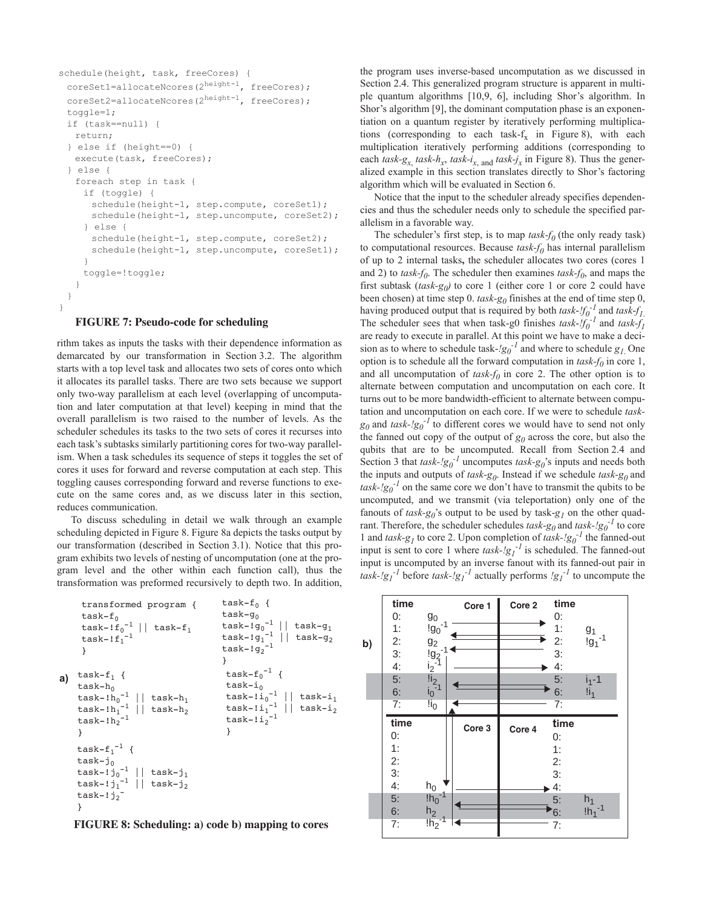```
schedule(height, task, freeCores) {
  coreSet1=allocateNcores(2^(height-1), freeCores);
  coreSet2=allocateNcores(2^(height-1), freeCores);
  toggle=1;
  if (task==null) {
    return;
  } else if (height==0) {
    execute(task, freeCores);
  } else {
    foreach step in task {
      if (toggle) {
        schedule(height-1, step.compute, coreSet1);
        schedule(height-1, step.uncompute, coreSet2);
      } else {
        schedule(height-1, step.compute, coreSet2);
        schedule(height-1, step.uncompute, coreSet1);
      }
      toggle=!toggle;
    }
  }
}
```

**FIGURE 7: Pseudo-code for scheduling**

rithm takes as inputs the tasks with their dependence information as demarcated by our transformation in Section 3.2. The algorithm starts with a top level task and allocates two sets of cores onto which it allocates its parallel tasks. There are two sets because we support only two-way parallelism at each level (overlapping of uncomputation and later computation at that level) keeping in mind that the overall parallelism is two raised to the number of levels. As the scheduler schedules its tasks to the two sets of cores it recurses into each task's subtasks similarly partitioning cores for two-way parallelism. When a task schedules its sequence of steps it toggles the set of cores it uses for forward and reverse computation at each step. This toggling causes corresponding forward and reverse functions to execute on the same cores and, as we discuss later in this section, reduces communication.

To discuss scheduling in detail we walk through an example scheduling depicted in Figure 8. Figure 8a depicts the tasks output by our transformation (described in Section 3.1). Notice that this program exhibits two levels of nesting of uncomputation (one at the program level and the other within each function call), thus the transformation was preformed recursively to depth two. In addition, the program uses inverse-based uncomputation as we discussed in Section 2.4. This generalized program structure is apparent in multiple quantum algorithms [10,9, 6], including Shor's algorithm. In Shor's algorithm [9], the dominant computation phase is an exponentiation on a quantum register by iteratively performing multiplications (corresponding to each task-$f_x$ in Figure 8), with each multiplication iteratively performing additions (corresponding to each *task-$g_x$*, *task-$h_x$*, *task-$i_x$*, and *task-$j_x$* in Figure 8). Thus the generalized example in this section translates directly to Shor's factoring algorithm which will be evaluated in Section 6.

Notice that the input to the scheduler already specifies dependencies and thus the scheduler needs only to schedule the specified parallelism in a favorable way.

The scheduler's first step, is to map *task-$f_0$* (the only ready task) to computational resources. Because *task-$f_0$* has internal parallelism of up to 2 internal tasks, the scheduler allocates two cores (cores 1 and 2) to *task-$f_0$*. The scheduler then examines *task-$f_0$*, and maps the first subtask (*task-$g_0$*) to core 1 (either core 1 or core 2 could have been chosen) at time step 0. *task-$g_0$* finishes at the end of time step 0, having produced output that is required by both *task-$!f_0^{-1}$* and *task-$f_1$*. The scheduler sees that when task-g0 finishes *task-$!f_0^{-1}$* and *task-$f_1$* are ready to execute in parallel. At this point we have to make a decision as to where to schedule task-$!g_0^{-1}$ and where to schedule $g_1$. One option is to schedule all the forward computation in *task-$f_0$* in core 1, and all uncomputation of *task-$f_0$* in core 2. The other option is to alternate between computation and uncomputation on each core. It turns out to be more bandwidth-efficient to alternate between computation and uncomputation on each core. If we were to schedule *task-$g_0$* and *task-$!g_0^{-1}$* to different cores we would have to send not only the fanned out copy of the output of $g_0$ across the core, but also the qubits that are to be uncomputed. Recall from Section 2.4 and Section 3 that *task-$!g_0^{-1}$* uncomputes *task-$g_0$*'s inputs and needs both the inputs and outputs of *task-$g_0$*. Instead if we schedule *task-$g_0$* and *task-$!g_0^{-1}$* on the same core we don't have to transmit the qubits to be uncomputed, and we transmit (via teleportation) only one of the fanouts of *task-$g_0$*'s output to be used by task-$g_1$ on the other quadrant. Therefore, the scheduler schedules *task-$g_0$* and *task-$!g_0^{-1}$* to core 1 and *task-$g_1$* to core 2. Upon completion of *task-$!g_0^{-1}$* the fanned-out input is sent to core 1 where *task-$!g_1^{-1}$* is scheduled. The fanned-out input is uncomputed by an inverse fanout with its fanned-out pair in *task-$!g_1^{-1}$* before *task-$!g_1^{-1}$* actually performs $!g_1^{-1}$ to uncompute the

```
a)
transformed program {
  task-f0
  task-!f0^-1 || task-f1
  task-!f1^-1
}

task-f1 {
  task-h0
  task-!h0^-1 || task-h1
  task-!h1^-1 || task-h2
  task-!h2^-1
}

task-f1^-1 {
  task-j0
  task-!j0^-1 || task-j1
  task-!j1^-1 || task-j2
  task-!j2^-
}

task-f0 {
  task-g0
  task-!g0^-1 || task-g1
  task-!g1^-1 || task-g2
  task-!g2^-1
}

task-f0^-1 {
  task-i0
  task-!i0^-1 || task-i1
  task-!i1^-1 || task-i2
  task-!i2^-1
}
```

b)

| time | Core 1 | Core 2 | time | |
|---|---|---|---|---|
| 0: | $g_0$ | | 0: | |
| 1: | $!g_0^{-1}$ | | 1: | $g_1$ |
| 2: | $g_2$ | | 2: | $!g_1^{-1}$ |
| 3: | $!g_2^{-1}$ | | 3: | |
| 4: | $i_2^{-1}$ | | 4: | |
| 5: | $!i_2^{-1}$ | | 5: | $i_1$-1 |
| 6: | $i_0^{-1}$ | | 6: | $!i_1$ |
| 7: | $!i_0$ | | 7: | |

| time | Core 3 | Core 4 | time | |
|---|---|---|---|---|
| 0: | | | 0: | |
| 1: | | | 1: | |
| 2: | | | 2: | |
| 3: | | | 3: | |
| 4: | $h_0$ | | 4: | |
| 5: | $!h_0^{-1}$ | | 5: | $h_1$ |
| 6: | $h_2$ | | 6: | $!h_1^{-1}$ |
| 7: | $!h_2^{-1}$ | | 7: | |

**FIGURE 8: Scheduling: a) code b) mapping to cores**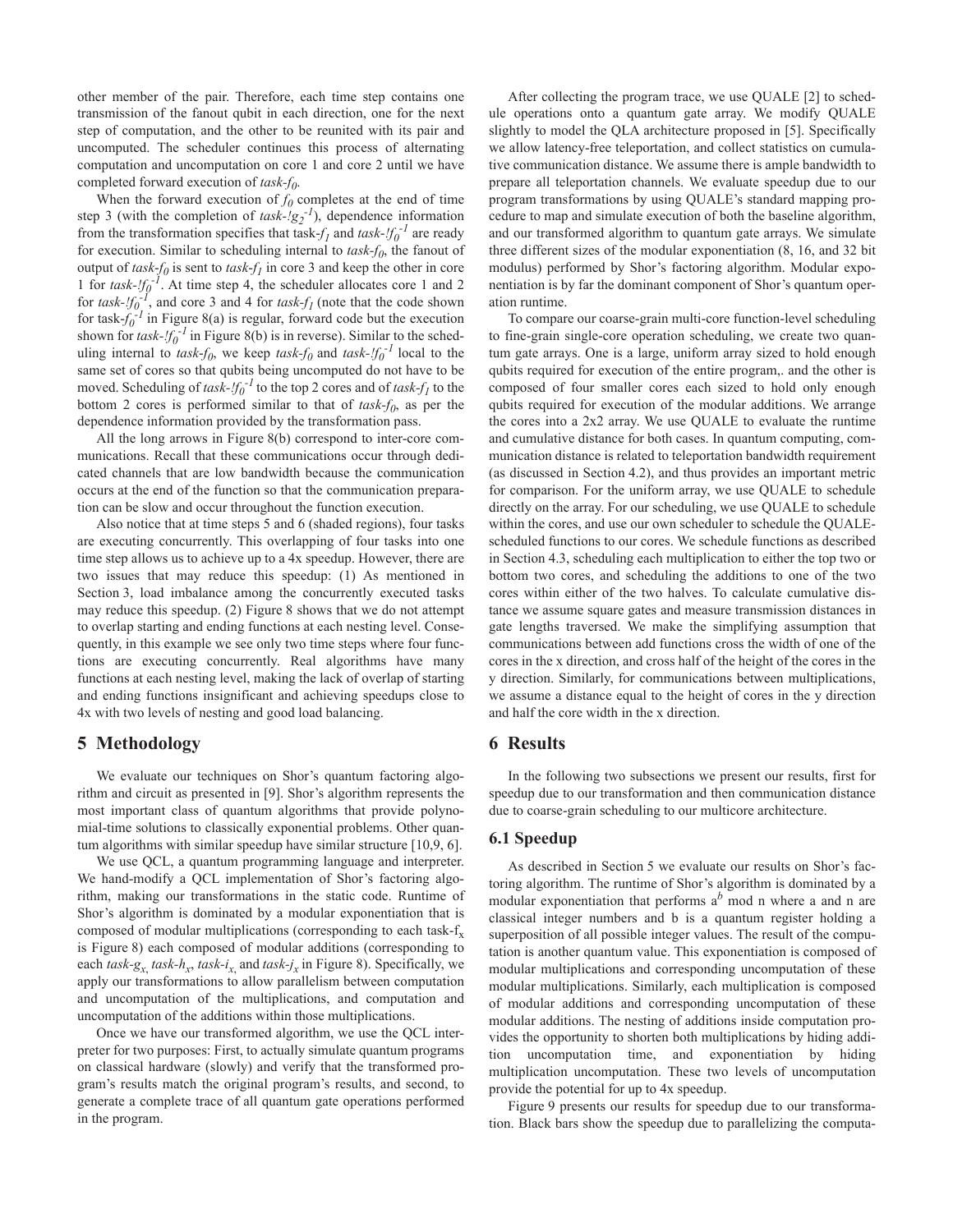other member of the pair. Therefore, each time step contains one transmission of the fanout qubit in each direction, one for the next step of computation, and the other to be reunited with its pair and uncomputed. The scheduler continues this process of alternating computation and uncomputation on core 1 and core 2 until we have completed forward execution of *task-$f_0$*.

When the forward execution of $f_0$ completes at the end of time step 3 (with the completion of *task-$!g_2^{-1}$*), dependence information from the transformation specifies that task-$f_1$ and *task-$!f_0^{-1}$* are ready for execution. Similar to scheduling internal to *task-$f_0$*, the fanout of output of *task-$f_0$* is sent to *task-$f_1$* in core 3 and keep the other in core 1 for *task-$!f_0^{-1}$*. At time step 4, the scheduler allocates core 1 and 2 for *task-$!f_0^{-1}$*, and core 3 and 4 for *task-$f_1$* (note that the code shown for task-$f_0^{-1}$ in Figure 8(a) is regular, forward code but the execution shown for *task-$!f_0^{-1}$* in Figure 8(b) is in reverse). Similar to the scheduling internal to *task-$f_0$*, we keep *task-$f_0$* and *task-$!f_0^{-1}$* local to the same set of cores so that qubits being uncomputed do not have to be moved. Scheduling of *task-$!f_0^{-1}$* to the top 2 cores and of *task-$f_1$* to the bottom 2 cores is performed similar to that of *task-$f_0$*, as per the dependence information provided by the transformation pass.

All the long arrows in Figure 8(b) correspond to inter-core communications. Recall that these communications occur through dedicated channels that are low bandwidth because the communication occurs at the end of the function so that the communication preparation can be slow and occur throughout the function execution.

Also notice that at time steps 5 and 6 (shaded regions), four tasks are executing concurrently. This overlapping of four tasks into one time step allows us to achieve up to a 4x speedup. However, there are two issues that may reduce this speedup: (1) As mentioned in Section 3, load imbalance among the concurrently executed tasks may reduce this speedup. (2) Figure 8 shows that we do not attempt to overlap starting and ending functions at each nesting level. Consequently, in this example we see only two time steps where four functions are executing concurrently. Real algorithms have many functions at each nesting level, making the lack of overlap of starting and ending functions insignificant and achieving speedups close to 4x with two levels of nesting and good load balancing.

## 5 Methodology

We evaluate our techniques on Shor's quantum factoring algorithm and circuit as presented in [9]. Shor's algorithm represents the most important class of quantum algorithms that provide polynomial-time solutions to classically exponential problems. Other quantum algorithms with similar speedup have similar structure [10,9, 6].

We use QCL, a quantum programming language and interpreter. We hand-modify a QCL implementation of Shor's factoring algorithm, making our transformations in the static code. Runtime of Shor's algorithm is dominated by a modular exponentiation that is composed of modular multiplications (corresponding to each task-$f_x$ is Figure 8) each composed of modular additions (corresponding to each *task-$g_x$*, *task-$h_x$*, *task-$i_x$*, and *task-$j_x$* in Figure 8). Specifically, we apply our transformations to allow parallelism between computation and uncomputation of the multiplications, and computation and uncomputation of the additions within those multiplications.

Once we have our transformed algorithm, we use the QCL interpreter for two purposes: First, to actually simulate quantum programs on classical hardware (slowly) and verify that the transformed program's results match the original program's results, and second, to generate a complete trace of all quantum gate operations performed in the program.

After collecting the program trace, we use QUALE [2] to schedule operations onto a quantum gate array. We modify QUALE slightly to model the QLA architecture proposed in [5]. Specifically we allow latency-free teleportation, and collect statistics on cumulative communication distance. We assume there is ample bandwidth to prepare all teleportation channels. We evaluate speedup due to our program transformations by using QUALE's standard mapping procedure to map and simulate execution of both the baseline algorithm, and our transformed algorithm to quantum gate arrays. We simulate three different sizes of the modular exponentiation (8, 16, and 32 bit modulus) performed by Shor's factoring algorithm. Modular exponentiation is by far the dominant component of Shor's quantum operation runtime.

To compare our coarse-grain multi-core function-level scheduling to fine-grain single-core operation scheduling, we create two quantum gate arrays. One is a large, uniform array sized to hold enough qubits required for execution of the entire program,. and the other is composed of four smaller cores each sized to hold only enough qubits required for execution of the modular additions. We arrange the cores into a 2x2 array. We use QUALE to evaluate the runtime and cumulative distance for both cases. In quantum computing, communication distance is related to teleportation bandwidth requirement (as discussed in Section 4.2), and thus provides an important metric for comparison. For the uniform array, we use QUALE to schedule directly on the array. For our scheduling, we use QUALE to schedule within the cores, and use our own scheduler to schedule the QUALE-scheduled functions to our cores. We schedule functions as described in Section 4.3, scheduling each multiplication to either the top two or bottom two cores, and scheduling the additions to one of the two cores within either of the two halves. To calculate cumulative distance we assume square gates and measure transmission distances in gate lengths traversed. We make the simplifying assumption that communications between add functions cross the width of one of the cores in the x direction, and cross half of the height of the cores in the y direction. Similarly, for communications between multiplications, we assume a distance equal to the height of cores in the y direction and half the core width in the x direction.

## 6 Results

In the following two subsections we present our results, first for speedup due to our transformation and then communication distance due to coarse-grain scheduling to our multicore architecture.

### 6.1 Speedup

As described in Section 5 we evaluate our results on Shor's factoring algorithm. The runtime of Shor's algorithm is dominated by a modular exponentiation that performs $a^b$ mod n where a and n are classical integer numbers and b is a quantum register holding a superposition of all possible integer values. The result of the computation is another quantum value. This exponentiation is composed of modular multiplications and corresponding uncomputation of these modular multiplications. Similarly, each multiplication is composed of modular additions and corresponding uncomputation of these modular additions. The nesting of additions inside computation provides the opportunity to shorten both multiplications by hiding addition uncomputation time, and exponentiation by hiding multiplication uncomputation. These two levels of uncomputation provide the potential for up to 4x speedup.

Figure 9 presents our results for speedup due to our transformation. Black bars show the speedup due to parallelizing the computa-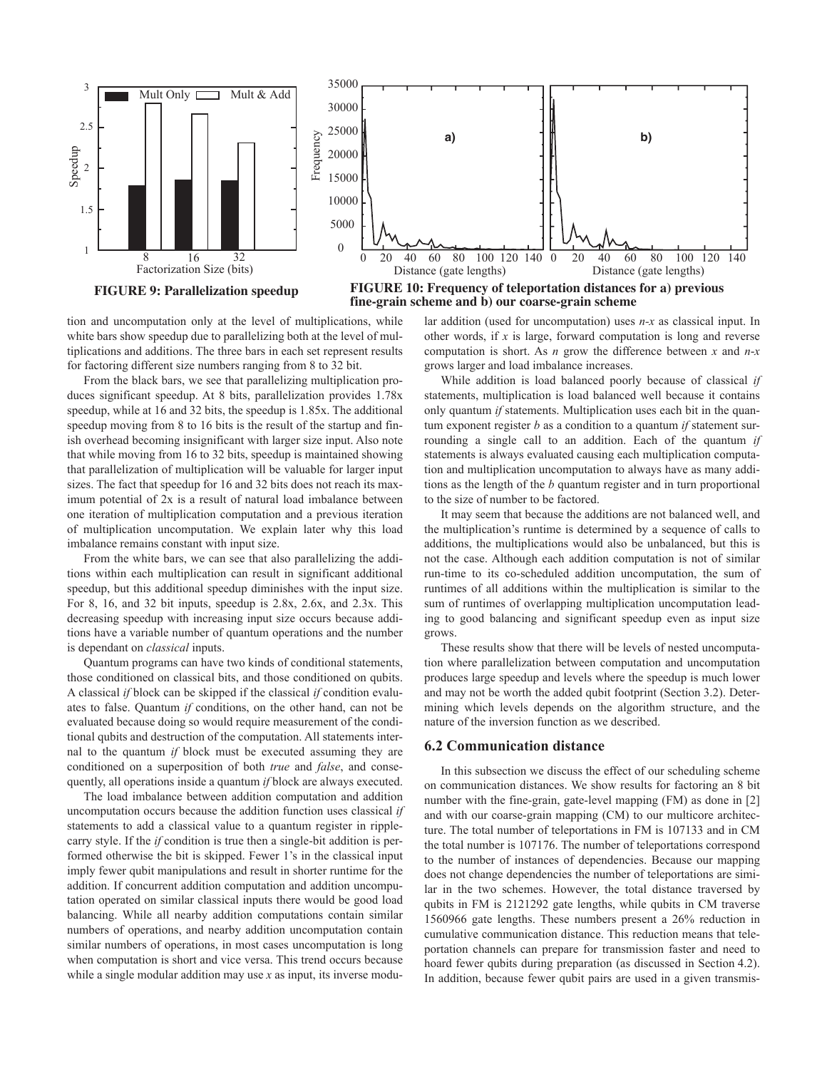3

2.5

2

1.5

1

Speedup

Mult Only

Mult & Add

8

16

32

Factorization Size (bits)

**FIGURE 9: Parallelization speedup**

35000

30000

25000

20000

15000

10000

5000

0

Frequency

a)

b)

0 20 40 60 80 100 120 140

Distance (gate lengths)

0 20 40 60 80 100 120 140

Distance (gate lengths)

**FIGURE 10: Frequency of teleportation distances for a) previous fine-grain scheme and b) our coarse-grain scheme**

tion and uncomputation only at the level of multiplications, while white bars show speedup due to parallelizing both at the level of multiplications and additions. The three bars in each set represent results for factoring different size numbers ranging from 8 to 32 bit.

From the black bars, we see that parallelizing multiplication produces significant speedup. At 8 bits, parallelization provides 1.78x speedup, while at 16 and 32 bits, the speedup is 1.85x. The additional speedup moving from 8 to 16 bits is the result of the startup and finish overhead becoming insignificant with larger size input. Also note that while moving from 16 to 32 bits, speedup is maintained showing that parallelization of multiplication will be valuable for larger input sizes. The fact that speedup for 16 and 32 bits does not reach its maximum potential of 2x is a result of natural load imbalance between one iteration of multiplication computation and a previous iteration of multiplication uncomputation. We explain later why this load imbalance remains constant with input size.

From the white bars, we can see that also parallelizing the additions within each multiplication can result in significant additional speedup, but this additional speedup diminishes with the input size. For 8, 16, and 32 bit inputs, speedup is 2.8x, 2.6x, and 2.3x. This decreasing speedup with increasing input size occurs because additions have a variable number of quantum operations and the number is dependant on *classical* inputs.

Quantum programs can have two kinds of conditional statements, those conditioned on classical bits, and those conditioned on qubits. A classical *if* block can be skipped if the classical *if* condition evaluates to false. Quantum *if* conditions, on the other hand, can not be evaluated because doing so would require measurement of the conditional qubits and destruction of the computation. All statements internal to the quantum *if* block must be executed assuming they are conditioned on a superposition of both *true* and *false*, and consequently, all operations inside a quantum *if* block are always executed.

The load imbalance between addition computation and addition uncomputation occurs because the addition function uses classical *if* statements to add a classical value to a quantum register in ripple-carry style. If the *if* condition is true then a single-bit addition is performed otherwise the bit is skipped. Fewer 1's in the classical input imply fewer qubit manipulations and result in shorter runtime for the addition. If concurrent addition computation and addition uncomputation operated on similar classical inputs there would be good load balancing. While all nearby addition computations contain similar numbers of operations, and nearby addition uncomputation contain similar numbers of operations, in most cases uncomputation is long when computation is short and vice versa. This trend occurs because while a single modular addition may use $x$ as input, its inverse modular addition (used for uncomputation) uses $n$-$x$ as classical input. In other words, if $x$ is large, forward computation is long and reverse computation is short. As $n$ grow the difference between $x$ and $n$-$x$ grows larger and load imbalance increases.

While addition is load balanced poorly because of classical *if* statements, multiplication is load balanced well because it contains only quantum *if* statements. Multiplication uses each bit in the quantum exponent register $b$ as a condition to a quantum *if* statement surrounding a single call to an addition. Each of the quantum *if* statements is always evaluated causing each multiplication computation and multiplication uncomputation to always have as many additions as the length of the $b$ quantum register and in turn proportional to the size of number to be factored.

It may seem that because the additions are not balanced well, and the multiplication's runtime is determined by a sequence of calls to additions, the multiplications would also be unbalanced, but this is not the case. Although each addition computation is not of similar run-time to its co-scheduled addition uncomputation, the sum of runtimes of all additions within the multiplication is similar to the sum of runtimes of overlapping multiplication uncomputation leading to good balancing and significant speedup even as input size grows.

These results show that there will be levels of nested uncomputation where parallelization between computation and uncomputation produces large speedup and levels where the speedup is much lower and may not be worth the added qubit footprint (Section 3.2). Determining which levels depends on the algorithm structure, and the nature of the inversion function as we described.

## 6.2 Communication distance

In this subsection we discuss the effect of our scheduling scheme on communication distances. We show results for factoring an 8 bit number with the fine-grain, gate-level mapping (FM) as done in [2] and with our coarse-grain mapping (CM) to our multicore architecture. The total number of teleportations in FM is 107133 and in CM the total number is 107176. The number of teleportations correspond to the number of instances of dependencies. Because our mapping does not change dependencies the number of teleportations are similar in the two schemes. However, the total distance traversed by qubits in FM is 2121292 gate lengths, while qubits in CM traverse 1560966 gate lengths. These numbers present a 26% reduction in cumulative communication distance. This reduction means that teleportation channels can prepare for transmission faster and need to hoard fewer qubits during preparation (as discussed in Section 4.2). In addition, because fewer qubit pairs are used in a given transmis-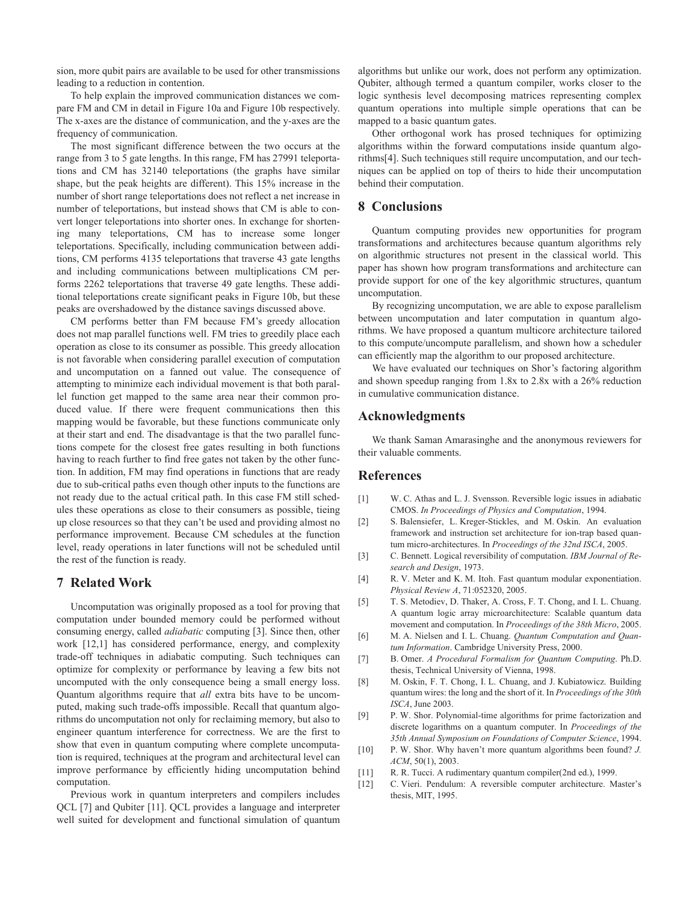sion, more qubit pairs are available to be used for other transmissions leading to a reduction in contention.

To help explain the improved communication distances we compare FM and CM in detail in Figure 10a and Figure 10b respectively. The x-axes are the distance of communication, and the y-axes are the frequency of communication.

The most significant difference between the two occurs at the range from 3 to 5 gate lengths. In this range, FM has 27991 teleportations and CM has 32140 teleportations (the graphs have similar shape, but the peak heights are different). This 15% increase in the number of short range teleportations does not reflect a net increase in number of teleportations, but instead shows that CM is able to convert longer teleportations into shorter ones. In exchange for shortening many teleportations, CM has to increase some longer teleportations. Specifically, including communication between additions, CM performs 4135 teleportations that traverse 43 gate lengths and including communications between multiplications CM performs 2262 teleportations that traverse 49 gate lengths. These additional teleportations create significant peaks in Figure 10b, but these peaks are overshadowed by the distance savings discussed above.

CM performs better than FM because FM's greedy allocation does not map parallel functions well. FM tries to greedily place each operation as close to its consumer as possible. This greedy allocation is not favorable when considering parallel execution of computation and uncomputation on a fanned out value. The consequence of attempting to minimize each individual movement is that both parallel function get mapped to the same area near their common produced value. If there were frequent communications then this mapping would be favorable, but these functions communicate only at their start and end. The disadvantage is that the two parallel functions compete for the closest free gates resulting in both functions having to reach further to find free gates not taken by the other function. In addition, FM may find operations in functions that are ready due to sub-critical paths even though other inputs to the functions are not ready due to the actual critical path. In this case FM still schedules these operations as close to their consumers as possible, tieing up close resources so that they can't be used and providing almost no performance improvement. Because CM schedules at the function level, ready operations in later functions will not be scheduled until the rest of the function is ready.

## 7 Related Work

Uncomputation was originally proposed as a tool for proving that computation under bounded memory could be performed without consuming energy, called *adiabatic* computing [3]. Since then, other work [12,1] has considered performance, energy, and complexity trade-off techniques in adiabatic computing. Such techniques can optimize for complexity or performance by leaving a few bits not uncomputed with the only consequence being a small energy loss. Quantum algorithms require that *all* extra bits have to be uncomputed, making such trade-offs impossible. Recall that quantum algorithms do uncomputation not only for reclaiming memory, but also to engineer quantum interference for correctness. We are the first to show that even in quantum computing where complete uncomputation is required, techniques at the program and architectural level can improve performance by efficiently hiding uncomputation behind computation.

Previous work in quantum interpreters and compilers includes QCL [7] and Qubiter [11]. QCL provides a language and interpreter well suited for development and functional simulation of quantum algorithms but unlike our work, does not perform any optimization. Qubiter, although termed a quantum compiler, works closer to the logic synthesis level decomposing matrices representing complex quantum operations into multiple simple operations that can be mapped to a basic quantum gates.

Other orthogonal work has prosed techniques for optimizing algorithms within the forward computations inside quantum algorithms[4]. Such techniques still require uncomputation, and our techniques can be applied on top of theirs to hide their uncomputation behind their computation.

## 8 Conclusions

Quantum computing provides new opportunities for program transformations and architectures because quantum algorithms rely on algorithmic structures not present in the classical world. This paper has shown how program transformations and architecture can provide support for one of the key algorithmic structures, quantum uncomputation.

By recognizing uncomputation, we are able to expose parallelism between uncomputation and later computation in quantum algorithms. We have proposed a quantum multicore architecture tailored to this compute/uncompute parallelism, and shown how a scheduler can efficiently map the algorithm to our proposed architecture.

We have evaluated our techniques on Shor's factoring algorithm and shown speedup ranging from 1.8x to 2.8x with a 26% reduction in cumulative communication distance.

## Acknowledgments

We thank Saman Amarasinghe and the anonymous reviewers for their valuable comments.

## References

[1] W. C. Athas and L. J. Svensson. Reversible logic issues in adiabatic CMOS. *In Proceedings of Physics and Computation*, 1994.

[2] S. Balensiefer, L. Kreger-Stickles, and M. Oskin. An evaluation framework and instruction set architecture for ion-trap based quantum micro-architectures. In *Proceedings of the 32nd ISCA*, 2005.

[3] C. Bennett. Logical reversibility of computation. *IBM Journal of Research and Design*, 1973.

[4] R. V. Meter and K. M. Itoh. Fast quantum modular exponentiation. *Physical Review A*, 71:052320, 2005.

[5] T. S. Metodiev, D. Thaker, A. Cross, F. T. Chong, and I. L. Chuang. A quantum logic array microarchitecture: Scalable quantum data movement and computation. In *Proceedings of the 38th Micro*, 2005.

[6] M. A. Nielsen and I. L. Chuang. *Quantum Computation and Quantum Information*. Cambridge University Press, 2000.

[7] B. Omer. *A Procedural Formalism for Quantum Computing*. Ph.D. thesis, Technical University of Vienna, 1998.

[8] M. Oskin, F. T. Chong, I. L. Chuang, and J. Kubiatowicz. Building quantum wires: the long and the short of it. In *Proceedings of the 30th ISCA*, June 2003.

[9] P. W. Shor. Polynomial-time algorithms for prime factorization and discrete logarithms on a quantum computer. In *Proceedings of the 35th Annual Symposium on Foundations of Computer Science*, 1994.

[10] P. W. Shor. Why haven't more quantum algorithms been found? *J. ACM*, 50(1), 2003.

[11] R. R. Tucci. A rudimentary quantum compiler(2nd ed.), 1999.

[12] C. Vieri. Pendulum: A reversible computer architecture. Master's thesis, MIT, 1995.